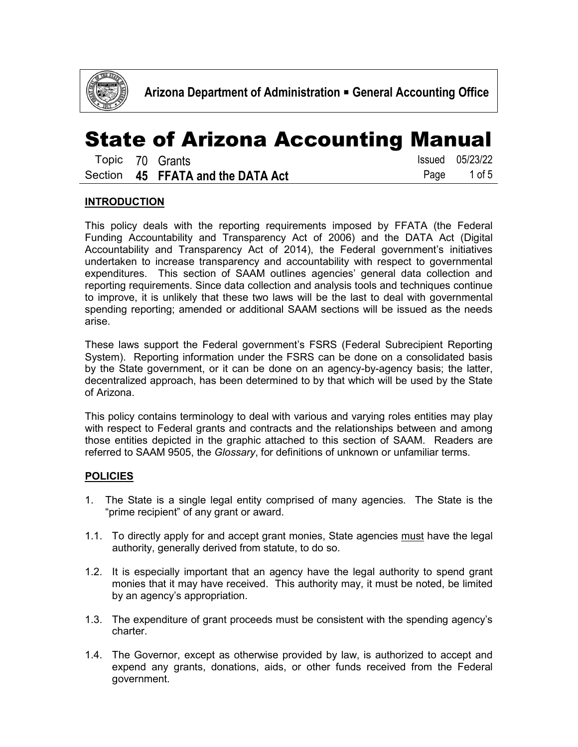# State of Arizona Accounting Manual

**Topic 70 Grants**
**Section 45 FFATA and the DATA Act**

Issued 05/23/22

## INTRODUCTION

This policy deals with the reporting requirements imposed by FFATA (the Federal Funding Accountability and Transparency Act of 2006) and the DATA Act (Digital Accountability and Transparency Act of 2014), the Federal government's initiatives undertaken to increase transparency and accountability with respect to governmental expenditures. This section of SAAM outlines agencies' general data collection and reporting requirements. Since data collection and analysis tools and techniques continue to improve, it is unlikely that these two laws will be the last to deal with governmental spending reporting; amended or additional SAAM sections will be issued as the needs arise.

These laws support the Federal government's FSRS (Federal Subrecipient Reporting System). Reporting information under the FSRS can be done on a consolidated basis by the State government, or it can be done on an agency-by-agency basis; the latter, decentralized approach, has been determined to by that which will be used by the State of Arizona.

This policy contains terminology to deal with various and varying roles entities may play with respect to Federal grants and contracts and the relationships between and among those entities depicted in the graphic attached to this section of SAAM. Readers are referred to SAAM 9505, the *Glossary*, for definitions of unknown or unfamiliar terms.

## POLICIES

1. The State is a single legal entity comprised of many agencies. The State is the "prime recipient" of any grant or award.

1.1. To directly apply for and accept grant monies, State agencies <u>must</u> have the legal authority, generally derived from statute, to do so.

1.2. It is especially important that an agency have the legal authority to spend grant monies that it may have received. This authority may, it must be noted, be limited by an agency's appropriation.

1.3. The expenditure of grant proceeds must be consistent with the spending agency's charter.

1.4. The Governor, except as otherwise provided by law, is authorized to accept and expend any grants, donations, aids, or other funds received from the Federal government.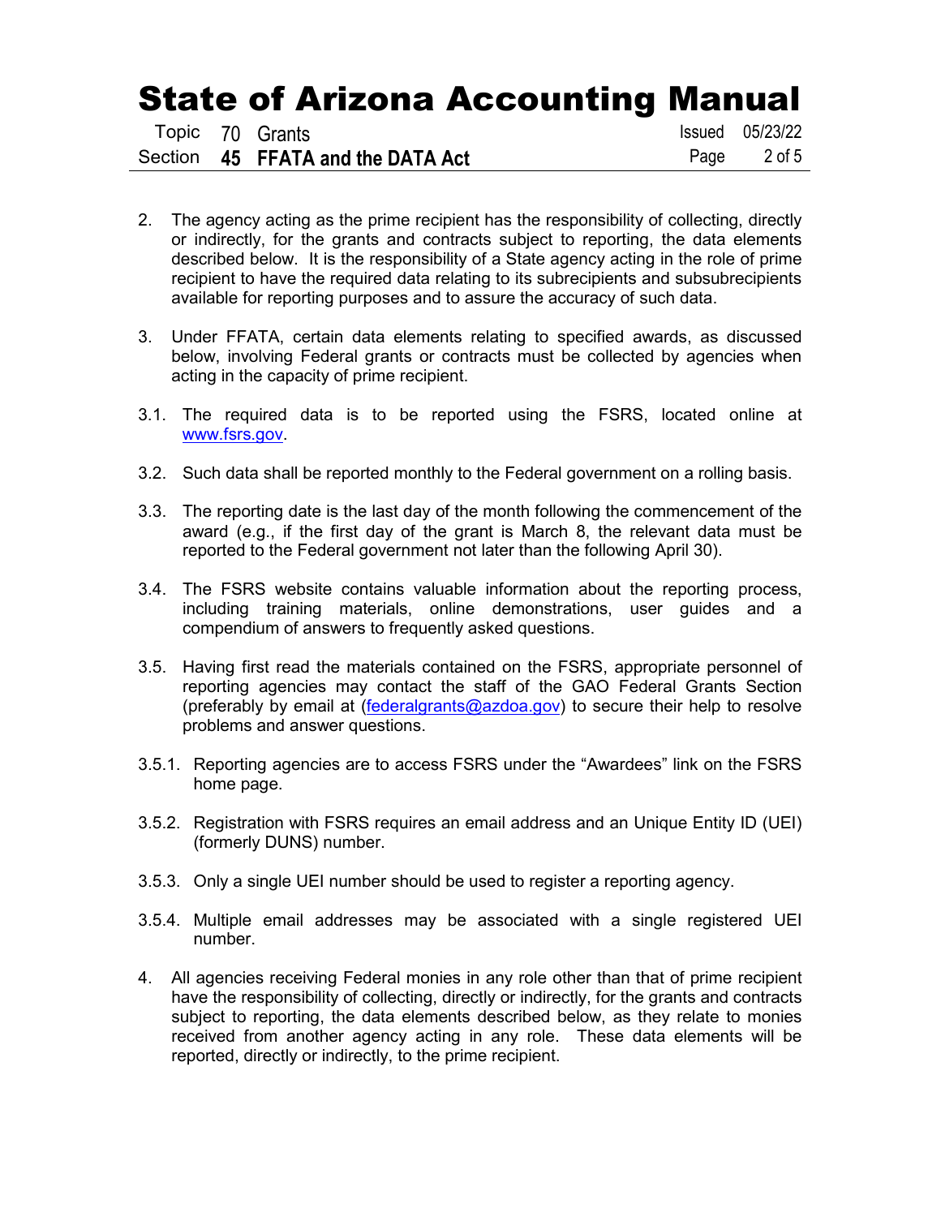2. The agency acting as the prime recipient has the responsibility of collecting, directly or indirectly, for the grants and contracts subject to reporting, the data elements described below. It is the responsibility of a State agency acting in the role of prime recipient to have the required data relating to its subrecipients and subsubrecipients available for reporting purposes and to assure the accuracy of such data.

3. Under FFATA, certain data elements relating to specified awards, as discussed below, involving Federal grants or contracts must be collected by agencies when acting in the capacity of prime recipient.

3.1. The required data is to be reported using the FSRS, located online at www.fsrs.gov.

3.2. Such data shall be reported monthly to the Federal government on a rolling basis.

3.3. The reporting date is the last day of the month following the commencement of the award (e.g., if the first day of the grant is March 8, the relevant data must be reported to the Federal government not later than the following April 30).

3.4. The FSRS website contains valuable information about the reporting process, including training materials, online demonstrations, user guides and a compendium of answers to frequently asked questions.

3.5. Having first read the materials contained on the FSRS, appropriate personnel of reporting agencies may contact the staff of the GAO Federal Grants Section (preferably by email at (federalgrants@azdoa.gov) to secure their help to resolve problems and answer questions.

3.5.1. Reporting agencies are to access FSRS under the "Awardees" link on the FSRS home page.

3.5.2. Registration with FSRS requires an email address and an Unique Entity ID (UEI) (formerly DUNS) number.

3.5.3. Only a single UEI number should be used to register a reporting agency.

3.5.4. Multiple email addresses may be associated with a single registered UEI number.

4. All agencies receiving Federal monies in any role other than that of prime recipient have the responsibility of collecting, directly or indirectly, for the grants and contracts subject to reporting, the data elements described below, as they relate to monies received from another agency acting in any role. These data elements will be reported, directly or indirectly, to the prime recipient.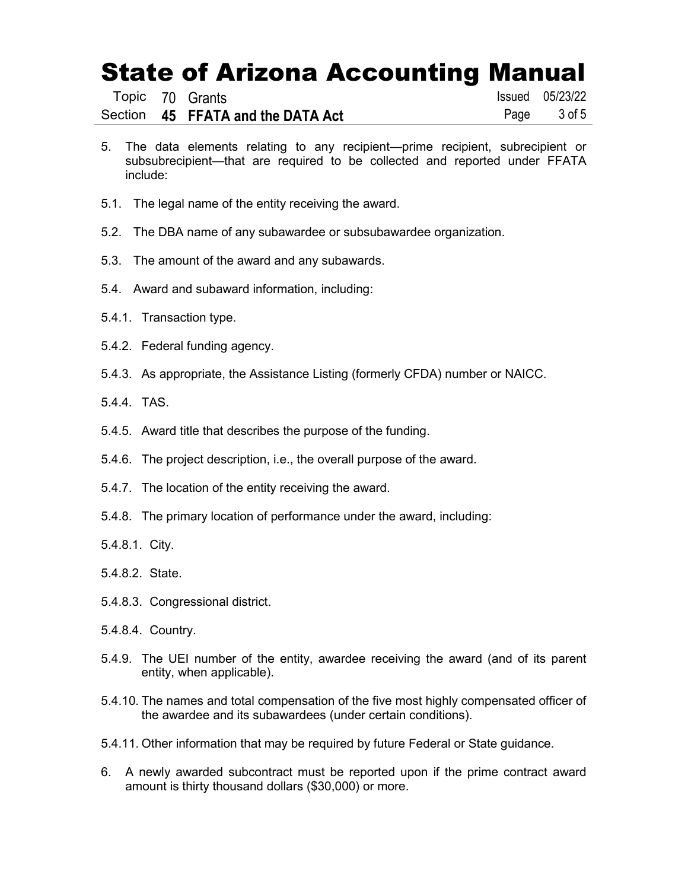5. The data elements relating to any recipient—prime recipient, subrecipient or subsubrecipient—that are required to be collected and reported under FFATA include:

5.1. The legal name of the entity receiving the award.

5.2. The DBA name of any subawardee or subsubawardee organization.

5.3. The amount of the award and any subawards.

5.4. Award and subaward information, including:

5.4.1. Transaction type.

5.4.2. Federal funding agency.

5.4.3. As appropriate, the Assistance Listing (formerly CFDA) number or NAICC.

5.4.4. TAS.

5.4.5. Award title that describes the purpose of the funding.

5.4.6. The project description, i.e., the overall purpose of the award.

5.4.7. The location of the entity receiving the award.

5.4.8. The primary location of performance under the award, including:

5.4.8.1. City.

5.4.8.2. State.

5.4.8.3. Congressional district.

5.4.8.4. Country.

5.4.9. The UEI number of the entity, awardee receiving the award (and of its parent entity, when applicable).

5.4.10. The names and total compensation of the five most highly compensated officer of the awardee and its subawardees (under certain conditions).

5.4.11. Other information that may be required by future Federal or State guidance.

6. A newly awarded subcontract must be reported upon if the prime contract award amount is thirty thousand dollars ($30,000) or more.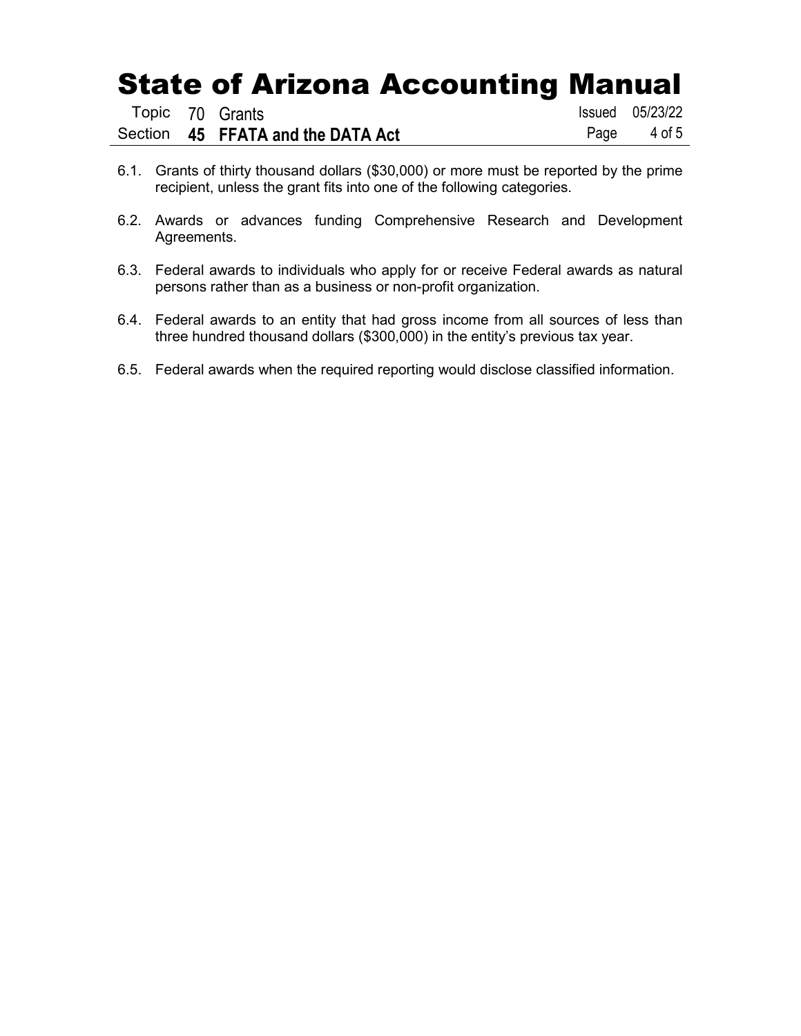6.1. Grants of thirty thousand dollars ($30,000) or more must be reported by the prime recipient, unless the grant fits into one of the following categories.

6.2. Awards or advances funding Comprehensive Research and Development Agreements.

6.3. Federal awards to individuals who apply for or receive Federal awards as natural persons rather than as a business or non-profit organization.

6.4. Federal awards to an entity that had gross income from all sources of less than three hundred thousand dollars ($300,000) in the entity's previous tax year.

6.5. Federal awards when the required reporting would disclose classified information.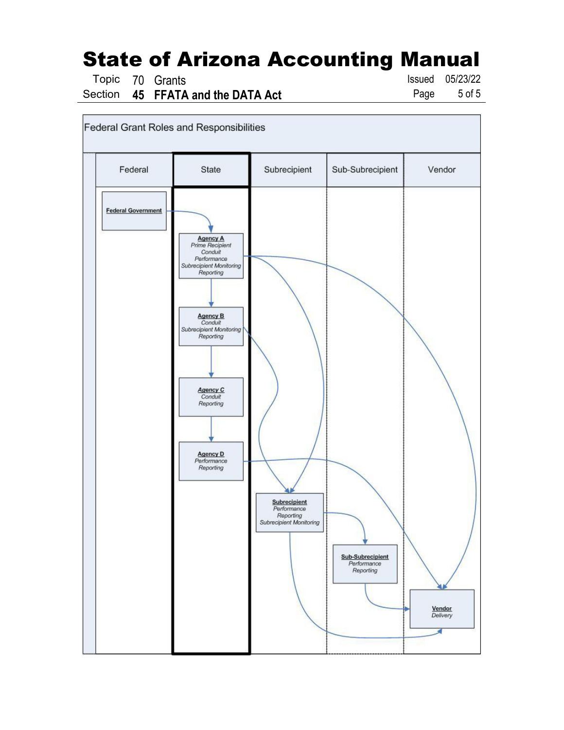Federal Grant Roles and Responsibilities

Federal

State

Subrecipient

Sub-Subrecipient

Vendor

**Federal Government**

**Agency A**
*Prime Recipient*
*Conduit*
*Performance*
*Subrecipient Monitoring*
*Reporting*

**Agency B**
*Conduit*
*Subrecipient Monitoring*
*Reporting*

**Agency C**
*Conduit*
*Reporting*

**Agency D**
*Performance*
*Reporting*

**Subrecipient**
*Performance*
*Reporting*
*Subrecipient Monitoring*

**Sub-Subrecipient**
*Performance*
*Reporting*

**Vendor**
*Delivery*